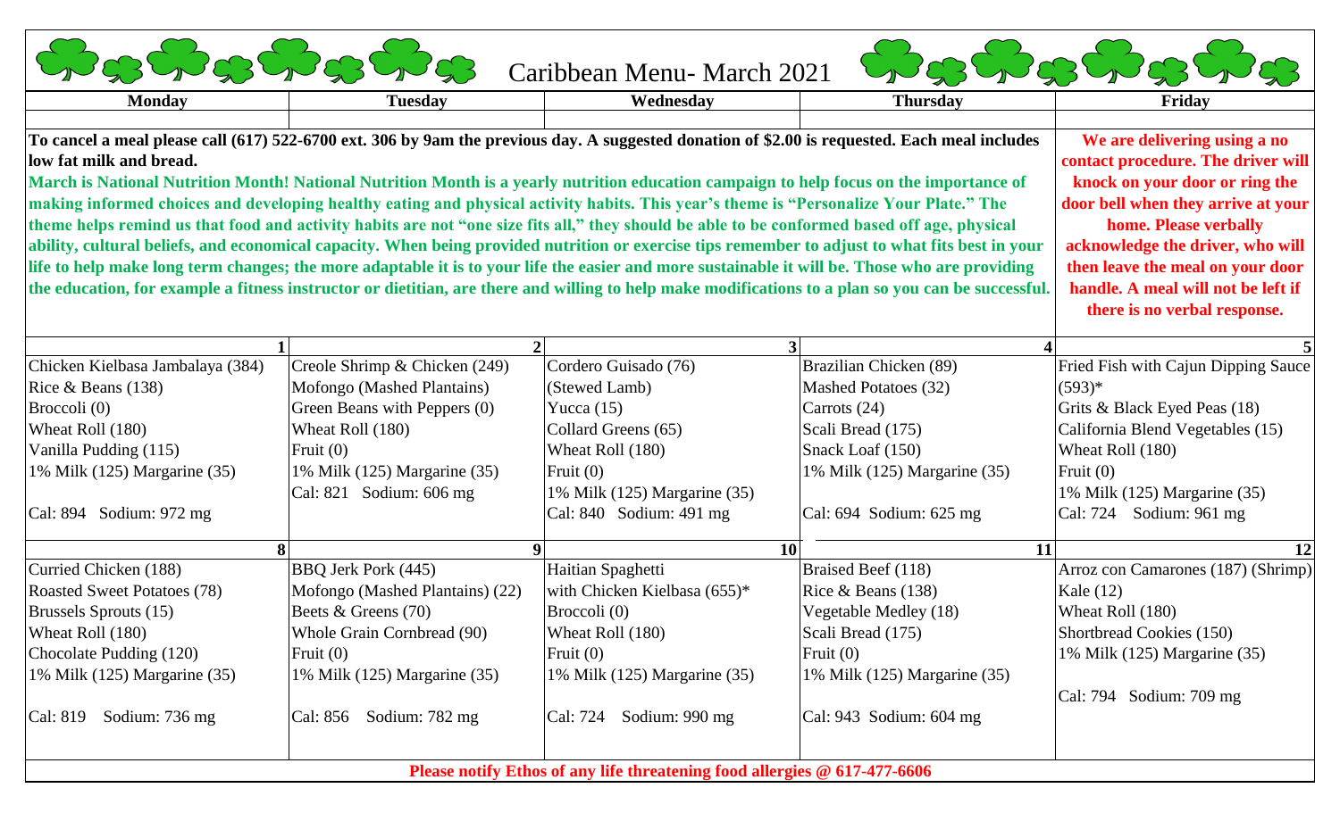# Caribbean Menu- March 2021

| Monday | Tuesday | Wednesday | Thursday | Friday |
|---|---|---|---|---|
| **To cancel a meal please call (617) 522-6700 ext. 306 by 9am the previous day. A suggested donation of $2.00 is requested. Each meal includes low fat milk and bread.** **March is National Nutrition Month! National Nutrition Month is a yearly nutrition education campaign to help focus on the importance of making informed choices and developing healthy eating and physical activity habits. This year's theme is "Personalize Your Plate." The theme helps remind us that food and activity habits are not "one size fits all," they should be able to be conformed based off age, physical ability, cultural beliefs, and economical capacity. When being provided nutrition or exercise tips remember to adjust to what fits best in your life to help make long term changes; the more adaptable it is to your life the easier and more sustainable it will be. Those who are providing the education, for example a fitness instructor or dietitian, are there and willing to help make modifications to a plan so you can be successful.** | | | | **We are delivering using a no contact procedure. The driver will knock on your door or ring the door bell when they arrive at your home. Please verbally acknowledge the driver, who will then leave the meal on your door handle. A meal will not be left if there is no verbal response.** |
| **1** | **2** | **3** | **4** | **5** |
| Chicken Kielbasa Jambalaya (384)<br>Rice & Beans (138)<br>Broccoli (0)<br>Wheat Roll (180)<br>Vanilla Pudding (115)<br>1% Milk (125) Margarine (35)<br>Cal: 894 Sodium: 972 mg | Creole Shrimp & Chicken (249)<br>Mofongo (Mashed Plantains)<br>Green Beans with Peppers (0)<br>Wheat Roll (180)<br>Fruit (0)<br>1% Milk (125) Margarine (35)<br>Cal: 821 Sodium: 606 mg | Cordero Guisado (76)<br>(Stewed Lamb)<br>Yucca (15)<br>Collard Greens (65)<br>Wheat Roll (180)<br>Fruit (0)<br>1% Milk (125) Margarine (35)<br>Cal: 840 Sodium: 491 mg | Brazilian Chicken (89)<br>Mashed Potatoes (32)<br>Carrots (24)<br>Scali Bread (175)<br>Snack Loaf (150)<br>1% Milk (125) Margarine (35)<br>Cal: 694 Sodium: 625 mg | Fried Fish with Cajun Dipping Sauce (593)*<br>Grits & Black Eyed Peas (18)<br>California Blend Vegetables (15)<br>Wheat Roll (180)<br>Fruit (0)<br>1% Milk (125) Margarine (35)<br>Cal: 724 Sodium: 961 mg |
| **8** | **9** | **10** | **11** | **12** |
| Curried Chicken (188)<br>Roasted Sweet Potatoes (78)<br>Brussels Sprouts (15)<br>Wheat Roll (180)<br>Chocolate Pudding (120)<br>1% Milk (125) Margarine (35)<br>Cal: 819 Sodium: 736 mg | BBQ Jerk Pork (445)<br>Mofongo (Mashed Plantains) (22)<br>Beets & Greens (70)<br>Whole Grain Cornbread (90)<br>Fruit (0)<br>1% Milk (125) Margarine (35)<br>Cal: 856 Sodium: 782 mg | Haitian Spaghetti<br>with Chicken Kielbasa (655)*<br>Broccoli (0)<br>Wheat Roll (180)<br>Fruit (0)<br>1% Milk (125) Margarine (35)<br>Cal: 724 Sodium: 990 mg | Braised Beef (118)<br>Rice & Beans (138)<br>Vegetable Medley (18)<br>Scali Bread (175)<br>Fruit (0)<br>1% Milk (125) Margarine (35)<br>Cal: 943 Sodium: 604 mg | Arroz con Camarones (187) (Shrimp)<br>Kale (12)<br>Wheat Roll (180)<br>Shortbread Cookies (150)<br>1% Milk (125) Margarine (35)<br>Cal: 794 Sodium: 709 mg |

**Please notify Ethos of any life threatening food allergies @ 617-477-6606**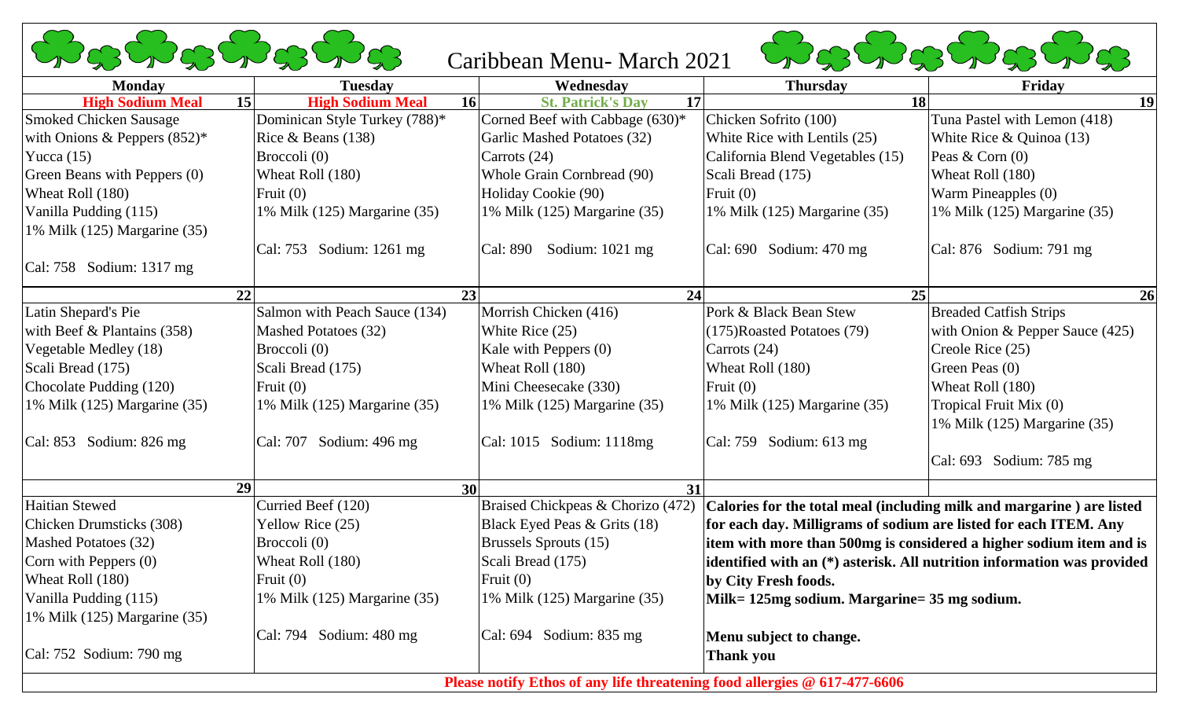# Caribbean Menu- March 2021

| Monday | Tuesday | Wednesday | Thursday | Friday |
|---|---|---|---|---|
| **High Sodium Meal** 15 | **High Sodium Meal** 16 | **St. Patrick's Day** 17 | 18 | 19 |
| Smoked Chicken Sausage with Onions & Peppers (852)*<br>Yucca (15)<br>Green Beans with Peppers (0)<br>Wheat Roll (180)<br>Vanilla Pudding (115)<br>1% Milk (125) Margarine (35)<br><br>Cal: 758 Sodium: 1317 mg | Dominican Style Turkey (788)*<br>Rice & Beans (138)<br>Broccoli (0)<br>Wheat Roll (180)<br>Fruit (0)<br>1% Milk (125) Margarine (35)<br><br>Cal: 753 Sodium: 1261 mg | Corned Beef with Cabbage (630)*<br>Garlic Mashed Potatoes (32)<br>Carrots (24)<br>Whole Grain Cornbread (90)<br>Holiday Cookie (90)<br>1% Milk (125) Margarine (35)<br><br>Cal: 890 Sodium: 1021 mg | Chicken Sofrito (100)<br>White Rice with Lentils (25)<br>California Blend Vegetables (15)<br>Scali Bread (175)<br>Fruit (0)<br>1% Milk (125) Margarine (35)<br><br>Cal: 690 Sodium: 470 mg | Tuna Pastel with Lemon (418)<br>White Rice & Quinoa (13)<br>Peas & Corn (0)<br>Wheat Roll (180)<br>Warm Pineapples (0)<br>1% Milk (125) Margarine (35)<br><br>Cal: 876 Sodium: 791 mg |
| 22 | 23 | 24 | 25 | 26 |
| Latin Shepard's Pie with Beef & Plantains (358)<br>Vegetable Medley (18)<br>Scali Bread (175)<br>Chocolate Pudding (120)<br>1% Milk (125) Margarine (35)<br><br>Cal: 853 Sodium: 826 mg | Salmon with Peach Sauce (134)<br>Mashed Potatoes (32)<br>Broccoli (0)<br>Scali Bread (175)<br>Fruit (0)<br>1% Milk (125) Margarine (35)<br><br>Cal: 707 Sodium: 496 mg | Morrish Chicken (416)<br>White Rice (25)<br>Kale with Peppers (0)<br>Wheat Roll (180)<br>Mini Cheesecake (330)<br>1% Milk (125) Margarine (35)<br><br>Cal: 1015 Sodium: 1118mg | Pork & Black Bean Stew (175)Roasted Potatoes (79)<br>Carrots (24)<br>Wheat Roll (180)<br>Fruit (0)<br>1% Milk (125) Margarine (35)<br><br>Cal: 759 Sodium: 613 mg | Breaded Catfish Strips with Onion & Pepper Sauce (425)<br>Creole Rice (25)<br>Green Peas (0)<br>Wheat Roll (180)<br>Tropical Fruit Mix (0)<br>1% Milk (125) Margarine (35)<br><br>Cal: 693 Sodium: 785 mg |
| 29 | 30 | 31 | | |
| Haitian Stewed Chicken Drumsticks (308)<br>Mashed Potatoes (32)<br>Corn with Peppers (0)<br>Wheat Roll (180)<br>Vanilla Pudding (115)<br>1% Milk (125) Margarine (35)<br><br>Cal: 752 Sodium: 790 mg | Curried Beef (120)<br>Yellow Rice (25)<br>Broccoli (0)<br>Wheat Roll (180)<br>Fruit (0)<br>1% Milk (125) Margarine (35)<br><br>Cal: 794 Sodium: 480 mg | Braised Chickpeas & Chorizo (472)<br>Black Eyed Peas & Grits (18)<br>Brussels Sprouts (15)<br>Scali Bread (175)<br>Fruit (0)<br>1% Milk (125) Margarine (35)<br><br>Cal: 694 Sodium: 835 mg | **Calories for the total meal (including milk and margarine ) are listed for each day. Milligrams of sodium are listed for each ITEM. Any item with more than 500mg is considered a higher sodium item and is identified with an (*) asterisk. All nutrition information was provided by City Fresh foods.**<br>**Milk= 125mg sodium. Margarine= 35 mg sodium.**<br><br>**Menu subject to change.**<br>**Thank you** | |

**Please notify Ethos of any life threatening food allergies @ 617-477-6606**